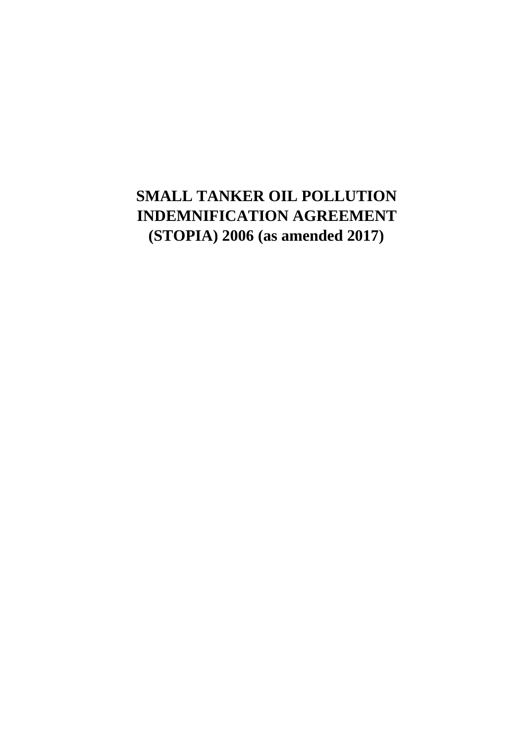# SMALL TANKER OIL POLLUTION INDEMNIFICATION AGREEMENT (STOPIA) 2006 (as amended 2017)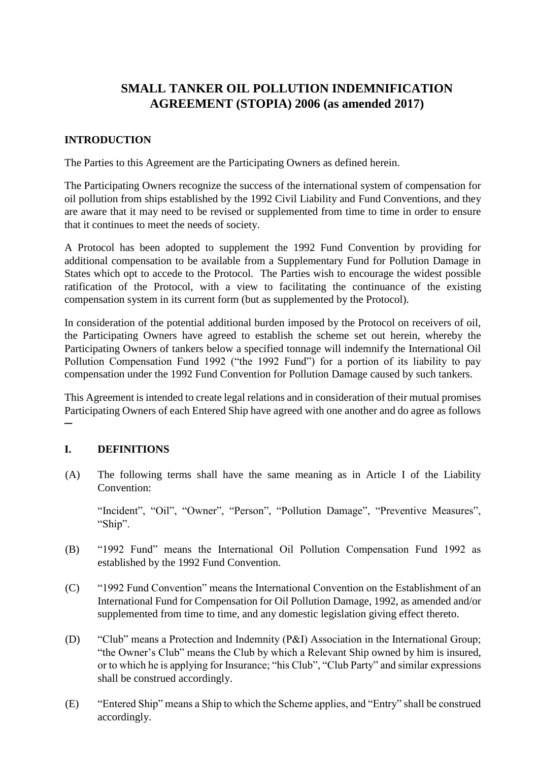# SMALL TANKER OIL POLLUTION INDEMNIFICATION AGREEMENT (STOPIA) 2006 (as amended 2017)

## INTRODUCTION

The Parties to this Agreement are the Participating Owners as defined herein.

The Participating Owners recognize the success of the international system of compensation for oil pollution from ships established by the 1992 Civil Liability and Fund Conventions, and they are aware that it may need to be revised or supplemented from time to time in order to ensure that it continues to meet the needs of society.

A Protocol has been adopted to supplement the 1992 Fund Convention by providing for additional compensation to be available from a Supplementary Fund for Pollution Damage in States which opt to accede to the Protocol. The Parties wish to encourage the widest possible ratification of the Protocol, with a view to facilitating the continuance of the existing compensation system in its current form (but as supplemented by the Protocol).

In consideration of the potential additional burden imposed by the Protocol on receivers of oil, the Participating Owners have agreed to establish the scheme set out herein, whereby the Participating Owners of tankers below a specified tonnage will indemnify the International Oil Pollution Compensation Fund 1992 ("the 1992 Fund") for a portion of its liability to pay compensation under the 1992 Fund Convention for Pollution Damage caused by such tankers.

This Agreement is intended to create legal relations and in consideration of their mutual promises Participating Owners of each Entered Ship have agreed with one another and do agree as follows –

## I. DEFINITIONS

(A) The following terms shall have the same meaning as in Article I of the Liability Convention:

"Incident", "Oil", "Owner", "Person", "Pollution Damage", "Preventive Measures", "Ship".

(B) "1992 Fund" means the International Oil Pollution Compensation Fund 1992 as established by the 1992 Fund Convention.

(C) "1992 Fund Convention" means the International Convention on the Establishment of an International Fund for Compensation for Oil Pollution Damage, 1992, as amended and/or supplemented from time to time, and any domestic legislation giving effect thereto.

(D) "Club" means a Protection and Indemnity (P&I) Association in the International Group; "the Owner's Club" means the Club by which a Relevant Ship owned by him is insured, or to which he is applying for Insurance; "his Club", "Club Party" and similar expressions shall be construed accordingly.

(E) "Entered Ship" means a Ship to which the Scheme applies, and "Entry" shall be construed accordingly.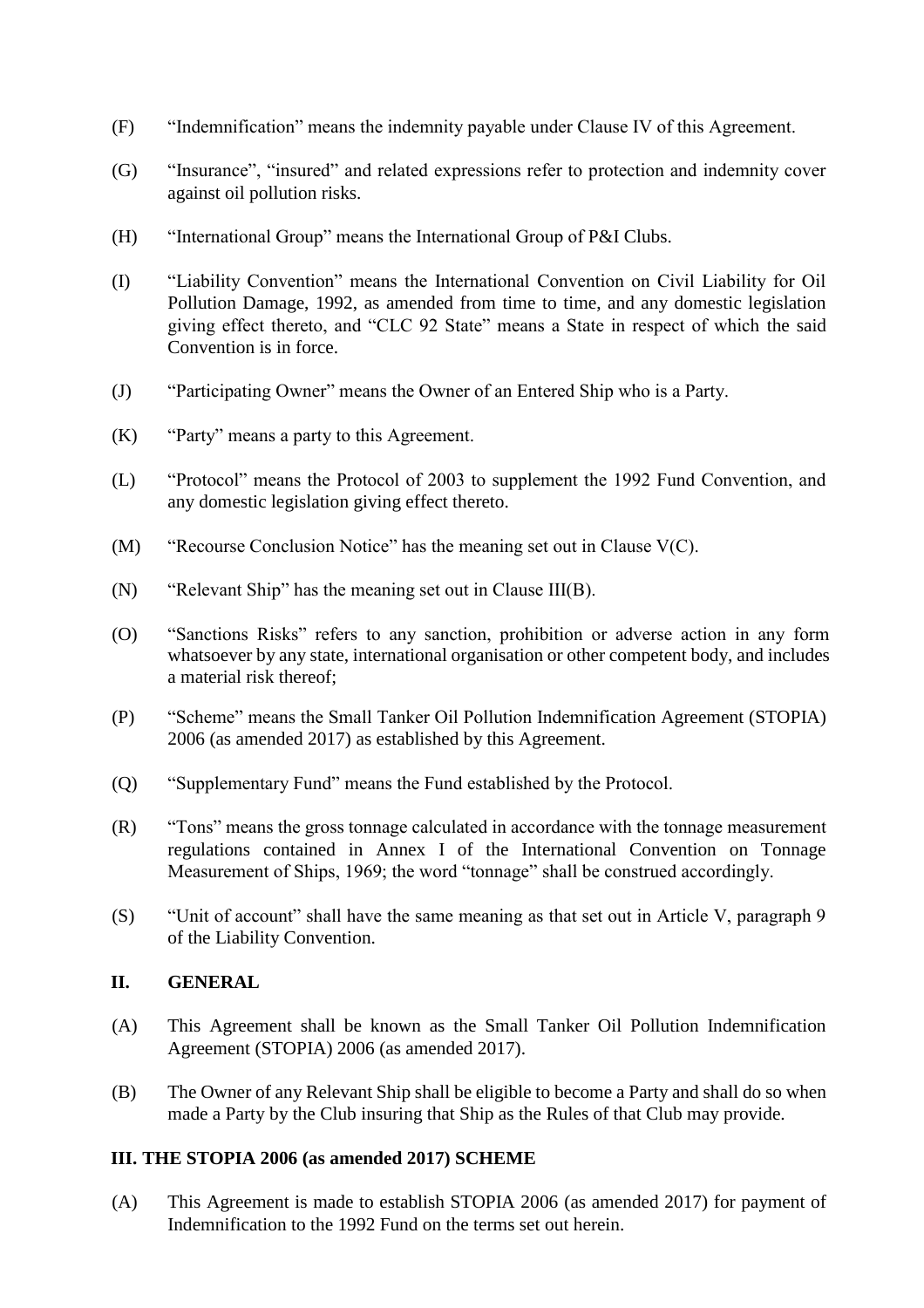(F) "Indemnification" means the indemnity payable under Clause IV of this Agreement.

(G) "Insurance", "insured" and related expressions refer to protection and indemnity cover against oil pollution risks.

(H) "International Group" means the International Group of P&I Clubs.

(I) "Liability Convention" means the International Convention on Civil Liability for Oil Pollution Damage, 1992, as amended from time to time, and any domestic legislation giving effect thereto, and "CLC 92 State" means a State in respect of which the said Convention is in force.

(J) "Participating Owner" means the Owner of an Entered Ship who is a Party.

(K) "Party" means a party to this Agreement.

(L) "Protocol" means the Protocol of 2003 to supplement the 1992 Fund Convention, and any domestic legislation giving effect thereto.

(M) "Recourse Conclusion Notice" has the meaning set out in Clause V(C).

(N) "Relevant Ship" has the meaning set out in Clause III(B).

(O) "Sanctions Risks" refers to any sanction, prohibition or adverse action in any form whatsoever by any state, international organisation or other competent body, and includes a material risk thereof;

(P) "Scheme" means the Small Tanker Oil Pollution Indemnification Agreement (STOPIA) 2006 (as amended 2017) as established by this Agreement.

(Q) "Supplementary Fund" means the Fund established by the Protocol.

(R) "Tons" means the gross tonnage calculated in accordance with the tonnage measurement regulations contained in Annex I of the International Convention on Tonnage Measurement of Ships, 1969; the word "tonnage" shall be construed accordingly.

(S) "Unit of account" shall have the same meaning as that set out in Article V, paragraph 9 of the Liability Convention.

## II. GENERAL

(A) This Agreement shall be known as the Small Tanker Oil Pollution Indemnification Agreement (STOPIA) 2006 (as amended 2017).

(B) The Owner of any Relevant Ship shall be eligible to become a Party and shall do so when made a Party by the Club insuring that Ship as the Rules of that Club may provide.

## III. THE STOPIA 2006 (as amended 2017) SCHEME

(A) This Agreement is made to establish STOPIA 2006 (as amended 2017) for payment of Indemnification to the 1992 Fund on the terms set out herein.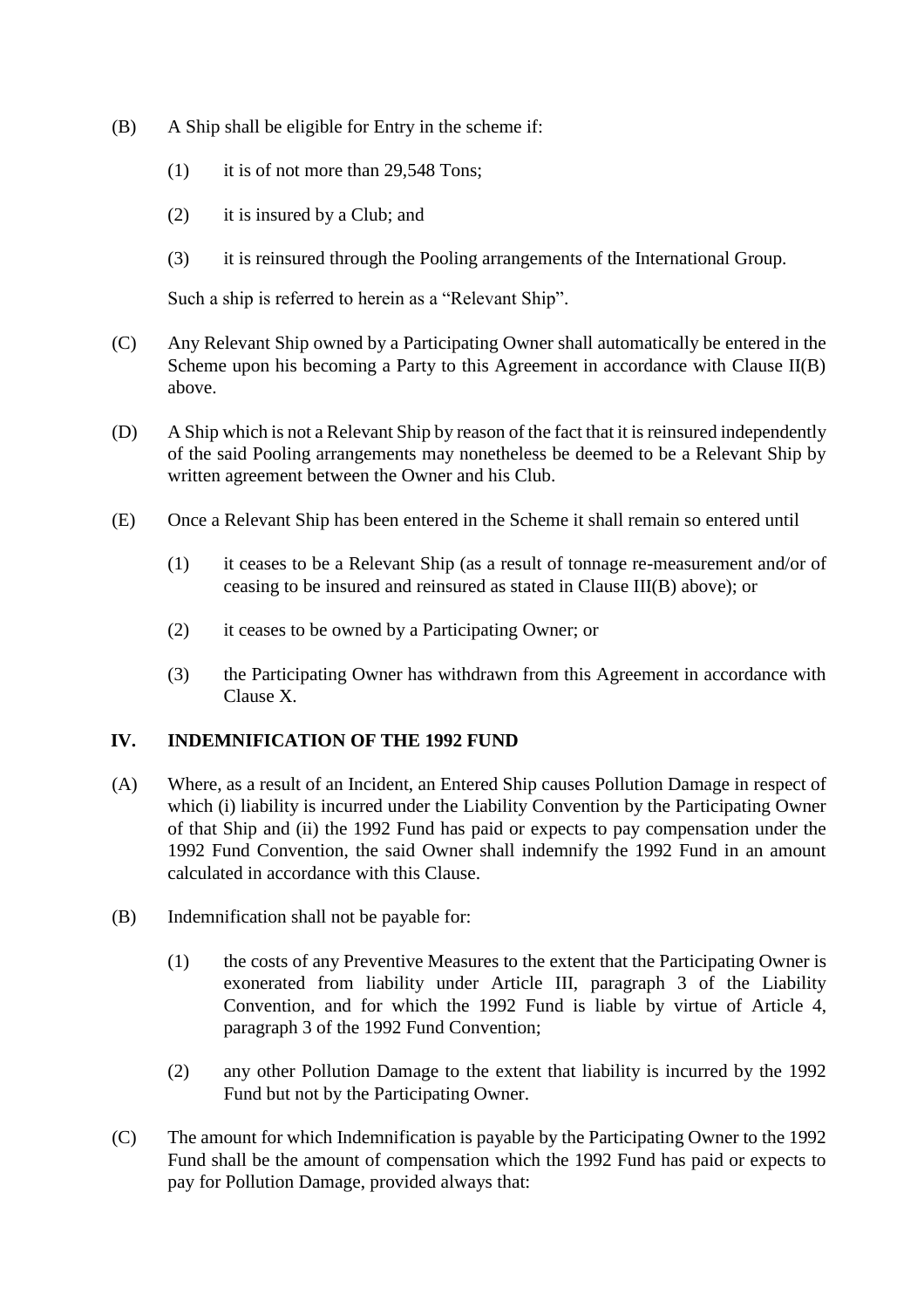(B) A Ship shall be eligible for Entry in the scheme if:

 (1) it is of not more than 29,548 Tons;

 (2) it is insured by a Club; and

 (3) it is reinsured through the Pooling arrangements of the International Group.

 Such a ship is referred to herein as a "Relevant Ship".

(C) Any Relevant Ship owned by a Participating Owner shall automatically be entered in the Scheme upon his becoming a Party to this Agreement in accordance with Clause II(B) above.

(D) A Ship which is not a Relevant Ship by reason of the fact that it is reinsured independently of the said Pooling arrangements may nonetheless be deemed to be a Relevant Ship by written agreement between the Owner and his Club.

(E) Once a Relevant Ship has been entered in the Scheme it shall remain so entered until

 (1) it ceases to be a Relevant Ship (as a result of tonnage re-measurement and/or of ceasing to be insured and reinsured as stated in Clause III(B) above); or

 (2) it ceases to be owned by a Participating Owner; or

 (3) the Participating Owner has withdrawn from this Agreement in accordance with Clause X.

## IV. INDEMNIFICATION OF THE 1992 FUND

(A) Where, as a result of an Incident, an Entered Ship causes Pollution Damage in respect of which (i) liability is incurred under the Liability Convention by the Participating Owner of that Ship and (ii) the 1992 Fund has paid or expects to pay compensation under the 1992 Fund Convention, the said Owner shall indemnify the 1992 Fund in an amount calculated in accordance with this Clause.

(B) Indemnification shall not be payable for:

 (1) the costs of any Preventive Measures to the extent that the Participating Owner is exonerated from liability under Article III, paragraph 3 of the Liability Convention, and for which the 1992 Fund is liable by virtue of Article 4, paragraph 3 of the 1992 Fund Convention;

 (2) any other Pollution Damage to the extent that liability is incurred by the 1992 Fund but not by the Participating Owner.

(C) The amount for which Indemnification is payable by the Participating Owner to the 1992 Fund shall be the amount of compensation which the 1992 Fund has paid or expects to pay for Pollution Damage, provided always that: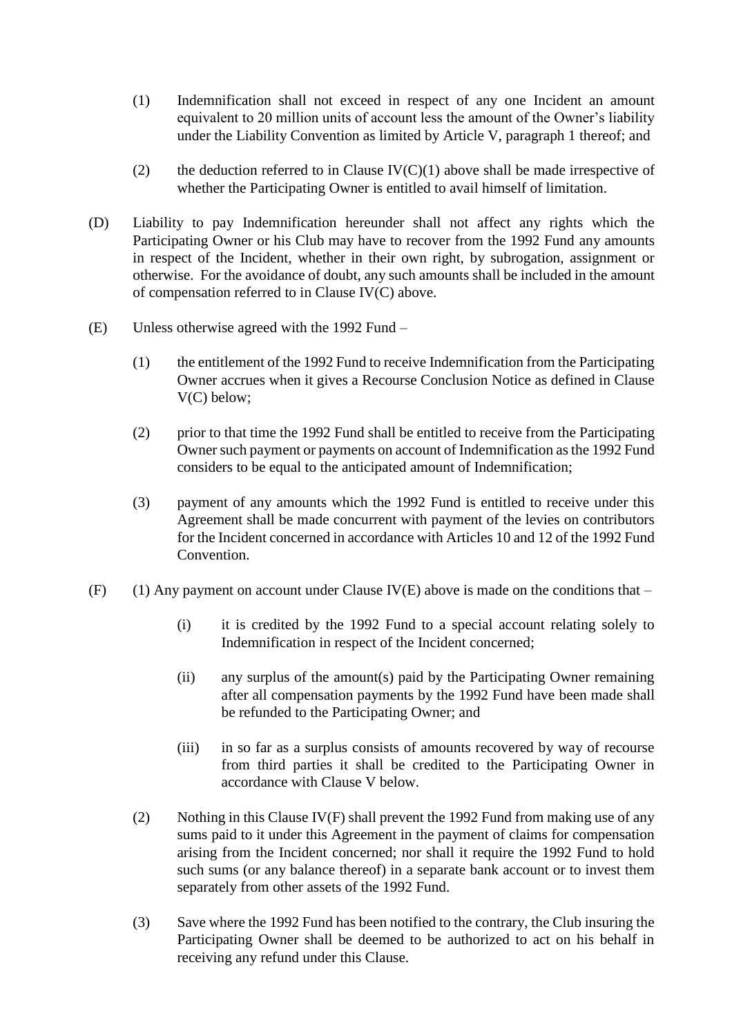(1) Indemnification shall not exceed in respect of any one Incident an amount equivalent to 20 million units of account less the amount of the Owner's liability under the Liability Convention as limited by Article V, paragraph 1 thereof; and

(2) the deduction referred to in Clause IV(C)(1) above shall be made irrespective of whether the Participating Owner is entitled to avail himself of limitation.

(D) Liability to pay Indemnification hereunder shall not affect any rights which the Participating Owner or his Club may have to recover from the 1992 Fund any amounts in respect of the Incident, whether in their own right, by subrogation, assignment or otherwise. For the avoidance of doubt, any such amounts shall be included in the amount of compensation referred to in Clause IV(C) above.

(E) Unless otherwise agreed with the 1992 Fund –

(1) the entitlement of the 1992 Fund to receive Indemnification from the Participating Owner accrues when it gives a Recourse Conclusion Notice as defined in Clause V(C) below;

(2) prior to that time the 1992 Fund shall be entitled to receive from the Participating Owner such payment or payments on account of Indemnification as the 1992 Fund considers to be equal to the anticipated amount of Indemnification;

(3) payment of any amounts which the 1992 Fund is entitled to receive under this Agreement shall be made concurrent with payment of the levies on contributors for the Incident concerned in accordance with Articles 10 and 12 of the 1992 Fund Convention.

(F) (1) Any payment on account under Clause IV(E) above is made on the conditions that –

(i) it is credited by the 1992 Fund to a special account relating solely to Indemnification in respect of the Incident concerned;

(ii) any surplus of the amount(s) paid by the Participating Owner remaining after all compensation payments by the 1992 Fund have been made shall be refunded to the Participating Owner; and

(iii) in so far as a surplus consists of amounts recovered by way of recourse from third parties it shall be credited to the Participating Owner in accordance with Clause V below.

(2) Nothing in this Clause IV(F) shall prevent the 1992 Fund from making use of any sums paid to it under this Agreement in the payment of claims for compensation arising from the Incident concerned; nor shall it require the 1992 Fund to hold such sums (or any balance thereof) in a separate bank account or to invest them separately from other assets of the 1992 Fund.

(3) Save where the 1992 Fund has been notified to the contrary, the Club insuring the Participating Owner shall be deemed to be authorized to act on his behalf in receiving any refund under this Clause.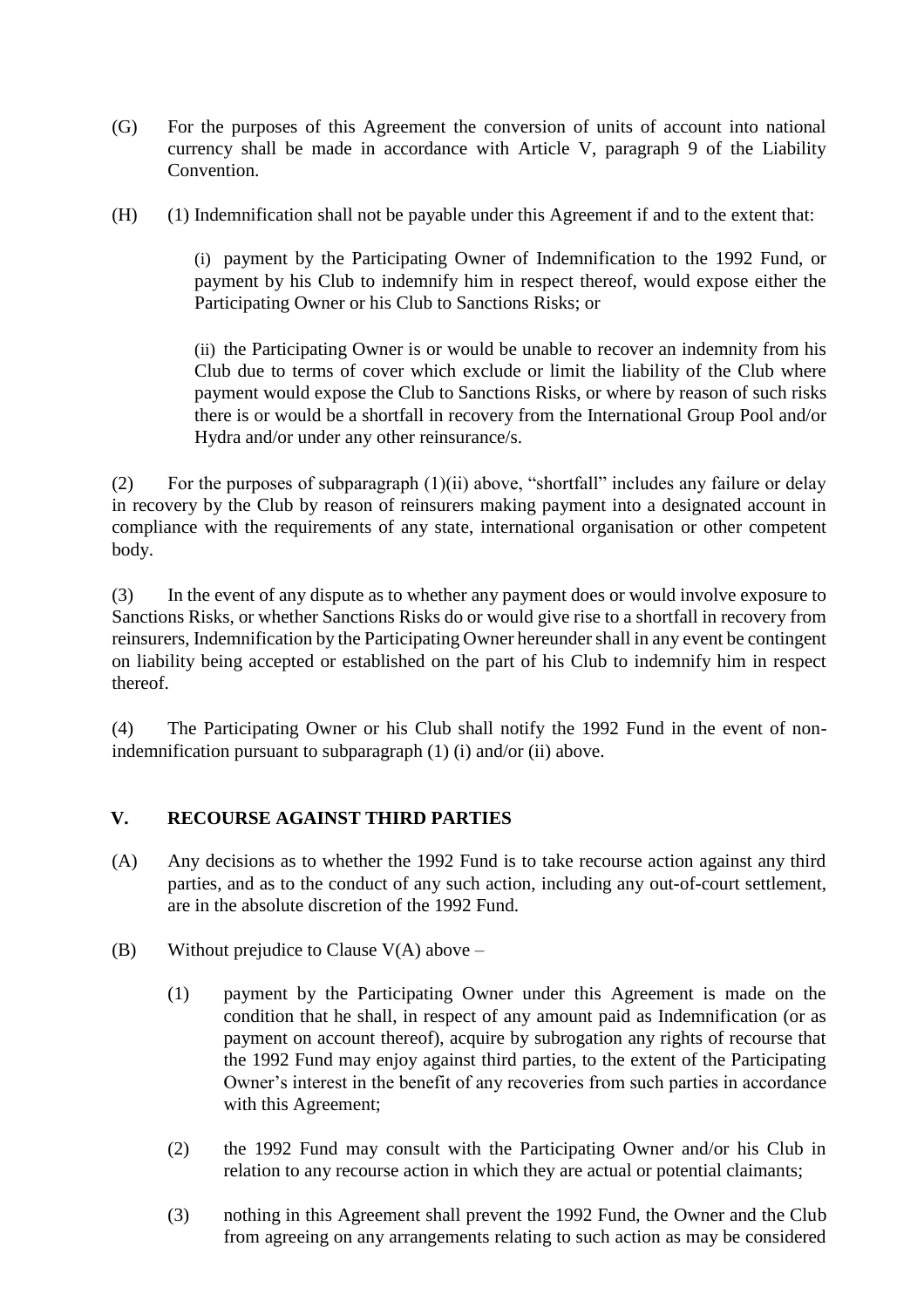(G) For the purposes of this Agreement the conversion of units of account into national currency shall be made in accordance with Article V, paragraph 9 of the Liability Convention.

(H) (1) Indemnification shall not be payable under this Agreement if and to the extent that:

(i) payment by the Participating Owner of Indemnification to the 1992 Fund, or payment by his Club to indemnify him in respect thereof, would expose either the Participating Owner or his Club to Sanctions Risks; or

(ii) the Participating Owner is or would be unable to recover an indemnity from his Club due to terms of cover which exclude or limit the liability of the Club where payment would expose the Club to Sanctions Risks, or where by reason of such risks there is or would be a shortfall in recovery from the International Group Pool and/or Hydra and/or under any other reinsurance/s.

(2) For the purposes of subparagraph (1)(ii) above, "shortfall" includes any failure or delay in recovery by the Club by reason of reinsurers making payment into a designated account in compliance with the requirements of any state, international organisation or other competent body.

(3) In the event of any dispute as to whether any payment does or would involve exposure to Sanctions Risks, or whether Sanctions Risks do or would give rise to a shortfall in recovery from reinsurers, Indemnification by the Participating Owner hereunder shall in any event be contingent on liability being accepted or established on the part of his Club to indemnify him in respect thereof.

(4) The Participating Owner or his Club shall notify the 1992 Fund in the event of non-indemnification pursuant to subparagraph (1) (i) and/or (ii) above.

## V. RECOURSE AGAINST THIRD PARTIES

(A) Any decisions as to whether the 1992 Fund is to take recourse action against any third parties, and as to the conduct of any such action, including any out-of-court settlement, are in the absolute discretion of the 1992 Fund.

(B) Without prejudice to Clause V(A) above –

(1) payment by the Participating Owner under this Agreement is made on the condition that he shall, in respect of any amount paid as Indemnification (or as payment on account thereof), acquire by subrogation any rights of recourse that the 1992 Fund may enjoy against third parties, to the extent of the Participating Owner's interest in the benefit of any recoveries from such parties in accordance with this Agreement;

(2) the 1992 Fund may consult with the Participating Owner and/or his Club in relation to any recourse action in which they are actual or potential claimants;

(3) nothing in this Agreement shall prevent the 1992 Fund, the Owner and the Club from agreeing on any arrangements relating to such action as may be considered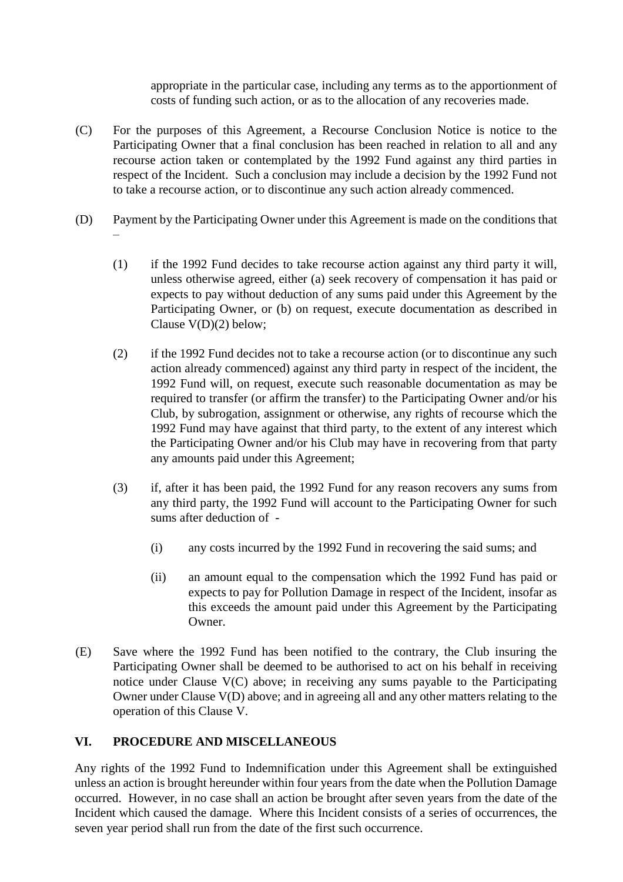appropriate in the particular case, including any terms as to the apportionment of costs of funding such action, or as to the allocation of any recoveries made.

(C) For the purposes of this Agreement, a Recourse Conclusion Notice is notice to the Participating Owner that a final conclusion has been reached in relation to all and any recourse action taken or contemplated by the 1992 Fund against any third parties in respect of the Incident. Such a conclusion may include a decision by the 1992 Fund not to take a recourse action, or to discontinue any such action already commenced.

(D) Payment by the Participating Owner under this Agreement is made on the conditions that –

(1) if the 1992 Fund decides to take recourse action against any third party it will, unless otherwise agreed, either (a) seek recovery of compensation it has paid or expects to pay without deduction of any sums paid under this Agreement by the Participating Owner, or (b) on request, execute documentation as described in Clause V(D)(2) below;

(2) if the 1992 Fund decides not to take a recourse action (or to discontinue any such action already commenced) against any third party in respect of the incident, the 1992 Fund will, on request, execute such reasonable documentation as may be required to transfer (or affirm the transfer) to the Participating Owner and/or his Club, by subrogation, assignment or otherwise, any rights of recourse which the 1992 Fund may have against that third party, to the extent of any interest which the Participating Owner and/or his Club may have in recovering from that party any amounts paid under this Agreement;

(3) if, after it has been paid, the 1992 Fund for any reason recovers any sums from any third party, the 1992 Fund will account to the Participating Owner for such sums after deduction of -

(i) any costs incurred by the 1992 Fund in recovering the said sums; and

(ii) an amount equal to the compensation which the 1992 Fund has paid or expects to pay for Pollution Damage in respect of the Incident, insofar as this exceeds the amount paid under this Agreement by the Participating Owner.

(E) Save where the 1992 Fund has been notified to the contrary, the Club insuring the Participating Owner shall be deemed to be authorised to act on his behalf in receiving notice under Clause V(C) above; in receiving any sums payable to the Participating Owner under Clause V(D) above; and in agreeing all and any other matters relating to the operation of this Clause V.

## VI. PROCEDURE AND MISCELLANEOUS

Any rights of the 1992 Fund to Indemnification under this Agreement shall be extinguished unless an action is brought hereunder within four years from the date when the Pollution Damage occurred. However, in no case shall an action be brought after seven years from the date of the Incident which caused the damage. Where this Incident consists of a series of occurrences, the seven year period shall run from the date of the first such occurrence.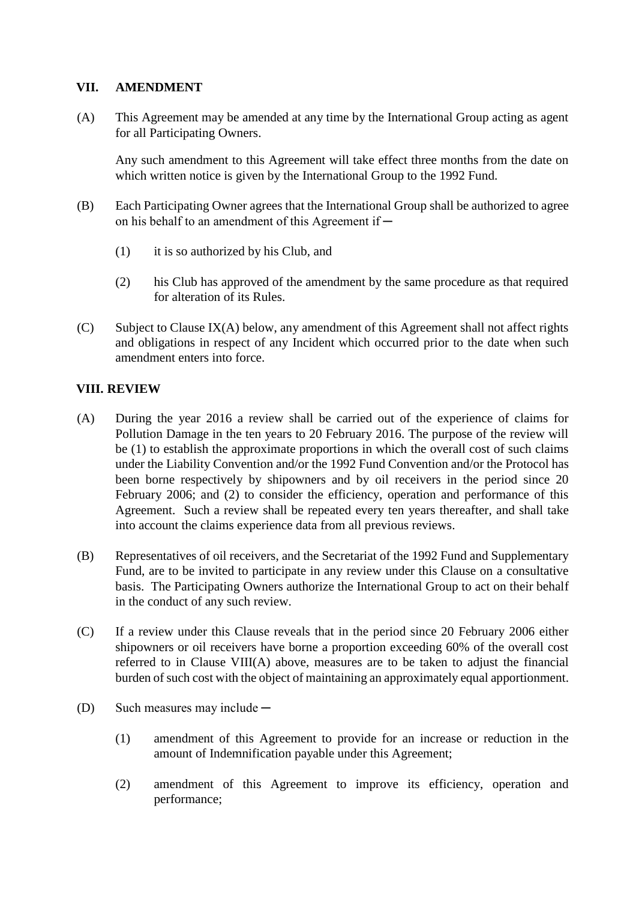## VII. AMENDMENT

(A) This Agreement may be amended at any time by the International Group acting as agent for all Participating Owners.

Any such amendment to this Agreement will take effect three months from the date on which written notice is given by the International Group to the 1992 Fund.

(B) Each Participating Owner agrees that the International Group shall be authorized to agree on his behalf to an amendment of this Agreement if ─

(1) it is so authorized by his Club, and

(2) his Club has approved of the amendment by the same procedure as that required for alteration of its Rules.

(C) Subject to Clause IX(A) below, any amendment of this Agreement shall not affect rights and obligations in respect of any Incident which occurred prior to the date when such amendment enters into force.

## VIII. REVIEW

(A) During the year 2016 a review shall be carried out of the experience of claims for Pollution Damage in the ten years to 20 February 2016. The purpose of the review will be (1) to establish the approximate proportions in which the overall cost of such claims under the Liability Convention and/or the 1992 Fund Convention and/or the Protocol has been borne respectively by shipowners and by oil receivers in the period since 20 February 2006; and (2) to consider the efficiency, operation and performance of this Agreement. Such a review shall be repeated every ten years thereafter, and shall take into account the claims experience data from all previous reviews.

(B) Representatives of oil receivers, and the Secretariat of the 1992 Fund and Supplementary Fund, are to be invited to participate in any review under this Clause on a consultative basis. The Participating Owners authorize the International Group to act on their behalf in the conduct of any such review.

(C) If a review under this Clause reveals that in the period since 20 February 2006 either shipowners or oil receivers have borne a proportion exceeding 60% of the overall cost referred to in Clause VIII(A) above, measures are to be taken to adjust the financial burden of such cost with the object of maintaining an approximately equal apportionment.

(D) Such measures may include ─

(1) amendment of this Agreement to provide for an increase or reduction in the amount of Indemnification payable under this Agreement;

(2) amendment of this Agreement to improve its efficiency, operation and performance;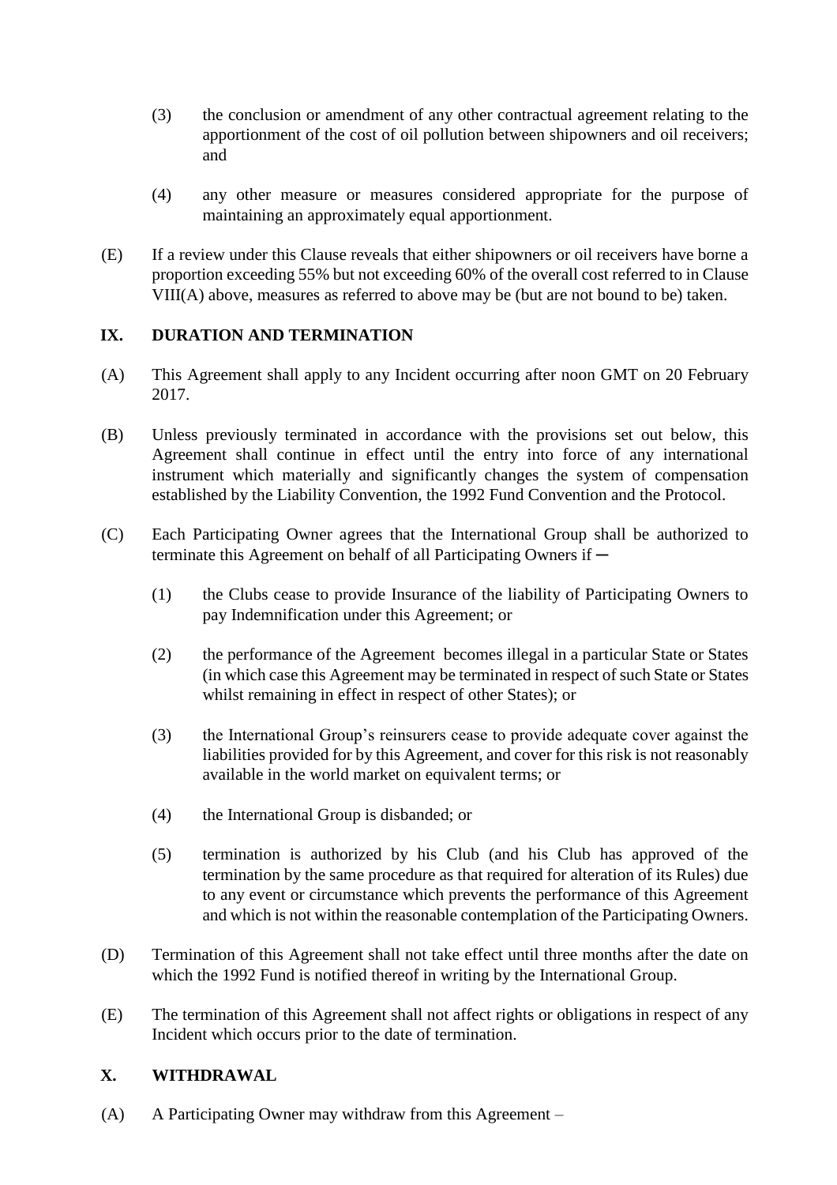(3) the conclusion or amendment of any other contractual agreement relating to the apportionment of the cost of oil pollution between shipowners and oil receivers; and

(4) any other measure or measures considered appropriate for the purpose of maintaining an approximately equal apportionment.

(E) If a review under this Clause reveals that either shipowners or oil receivers have borne a proportion exceeding 55% but not exceeding 60% of the overall cost referred to in Clause VIII(A) above, measures as referred to above may be (but are not bound to be) taken.

## IX. DURATION AND TERMINATION

(A) This Agreement shall apply to any Incident occurring after noon GMT on 20 February 2017.

(B) Unless previously terminated in accordance with the provisions set out below, this Agreement shall continue in effect until the entry into force of any international instrument which materially and significantly changes the system of compensation established by the Liability Convention, the 1992 Fund Convention and the Protocol.

(C) Each Participating Owner agrees that the International Group shall be authorized to terminate this Agreement on behalf of all Participating Owners if ─

(1) the Clubs cease to provide Insurance of the liability of Participating Owners to pay Indemnification under this Agreement; or

(2) the performance of the Agreement becomes illegal in a particular State or States (in which case this Agreement may be terminated in respect of such State or States whilst remaining in effect in respect of other States); or

(3) the International Group's reinsurers cease to provide adequate cover against the liabilities provided for by this Agreement, and cover for this risk is not reasonably available in the world market on equivalent terms; or

(4) the International Group is disbanded; or

(5) termination is authorized by his Club (and his Club has approved of the termination by the same procedure as that required for alteration of its Rules) due to any event or circumstance which prevents the performance of this Agreement and which is not within the reasonable contemplation of the Participating Owners.

(D) Termination of this Agreement shall not take effect until three months after the date on which the 1992 Fund is notified thereof in writing by the International Group.

(E) The termination of this Agreement shall not affect rights or obligations in respect of any Incident which occurs prior to the date of termination.

## X. WITHDRAWAL

(A) A Participating Owner may withdraw from this Agreement –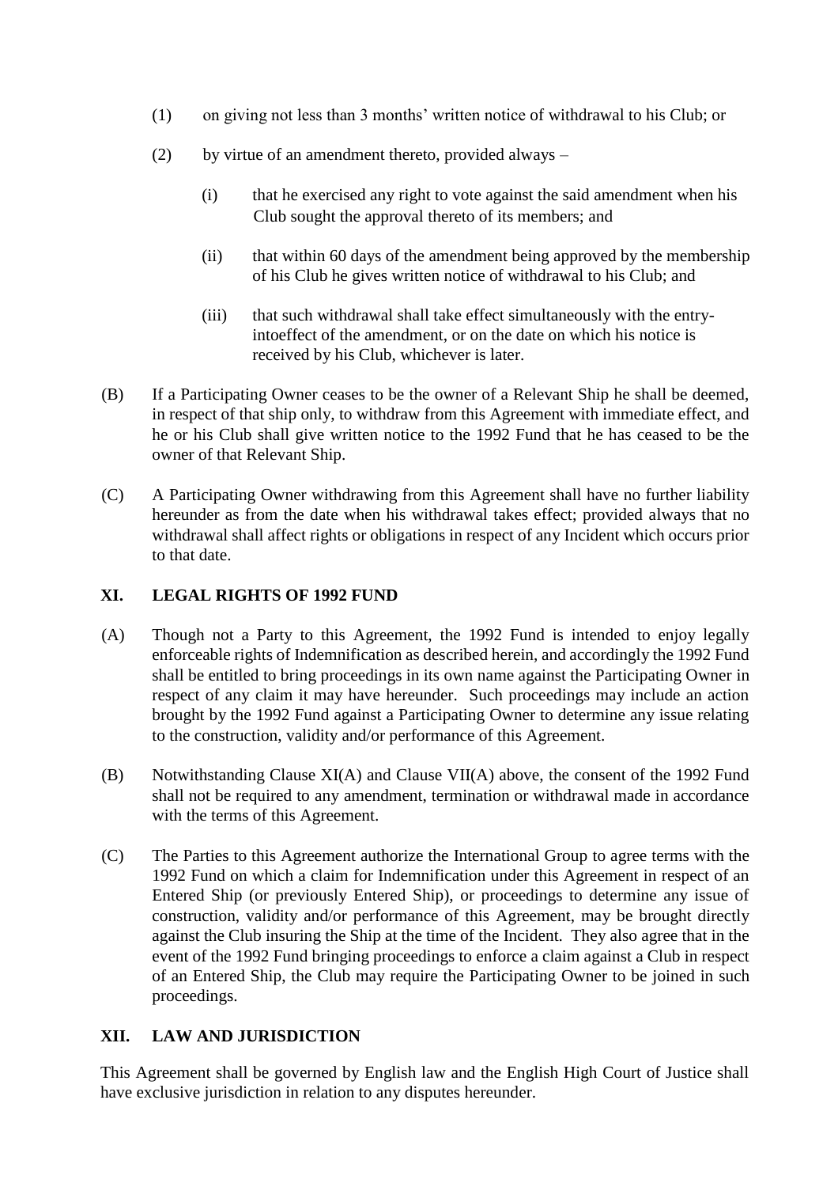(1) on giving not less than 3 months' written notice of withdrawal to his Club; or

(2) by virtue of an amendment thereto, provided always –

   (i) that he exercised any right to vote against the said amendment when his Club sought the approval thereto of its members; and

   (ii) that within 60 days of the amendment being approved by the membership of his Club he gives written notice of withdrawal to his Club; and

   (iii) that such withdrawal shall take effect simultaneously with the entry-intoeffect of the amendment, or on the date on which his notice is received by his Club, whichever is later.

(B) If a Participating Owner ceases to be the owner of a Relevant Ship he shall be deemed, in respect of that ship only, to withdraw from this Agreement with immediate effect, and he or his Club shall give written notice to the 1992 Fund that he has ceased to be the owner of that Relevant Ship.

(C) A Participating Owner withdrawing from this Agreement shall have no further liability hereunder as from the date when his withdrawal takes effect; provided always that no withdrawal shall affect rights or obligations in respect of any Incident which occurs prior to that date.

## XI. LEGAL RIGHTS OF 1992 FUND

(A) Though not a Party to this Agreement, the 1992 Fund is intended to enjoy legally enforceable rights of Indemnification as described herein, and accordingly the 1992 Fund shall be entitled to bring proceedings in its own name against the Participating Owner in respect of any claim it may have hereunder. Such proceedings may include an action brought by the 1992 Fund against a Participating Owner to determine any issue relating to the construction, validity and/or performance of this Agreement.

(B) Notwithstanding Clause XI(A) and Clause VII(A) above, the consent of the 1992 Fund shall not be required to any amendment, termination or withdrawal made in accordance with the terms of this Agreement.

(C) The Parties to this Agreement authorize the International Group to agree terms with the 1992 Fund on which a claim for Indemnification under this Agreement in respect of an Entered Ship (or previously Entered Ship), or proceedings to determine any issue of construction, validity and/or performance of this Agreement, may be brought directly against the Club insuring the Ship at the time of the Incident. They also agree that in the event of the 1992 Fund bringing proceedings to enforce a claim against a Club in respect of an Entered Ship, the Club may require the Participating Owner to be joined in such proceedings.

## XII. LAW AND JURISDICTION

This Agreement shall be governed by English law and the English High Court of Justice shall have exclusive jurisdiction in relation to any disputes hereunder.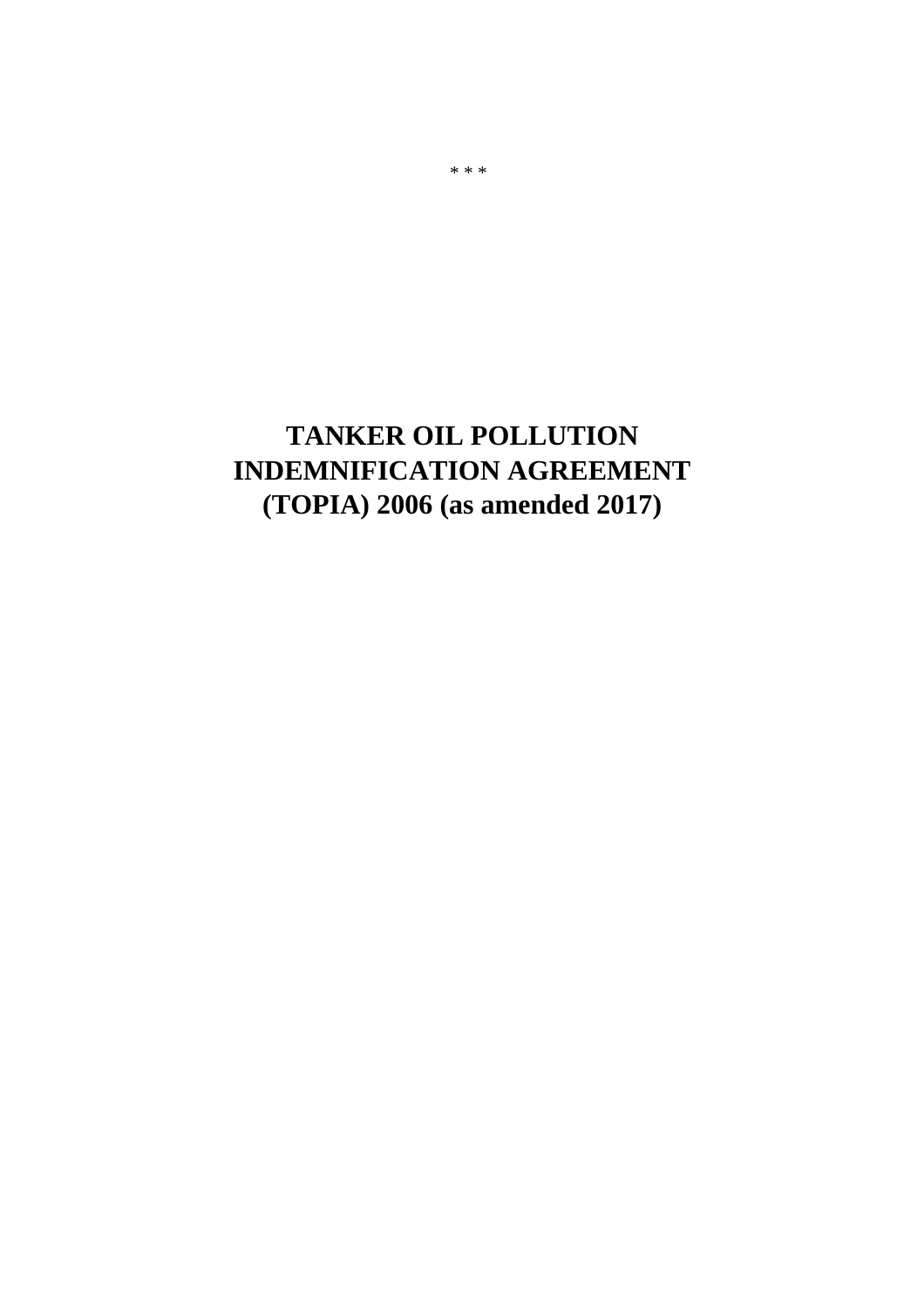\* \* \*

# TANKER OIL POLLUTION INDEMNIFICATION AGREEMENT (TOPIA) 2006 (as amended 2017)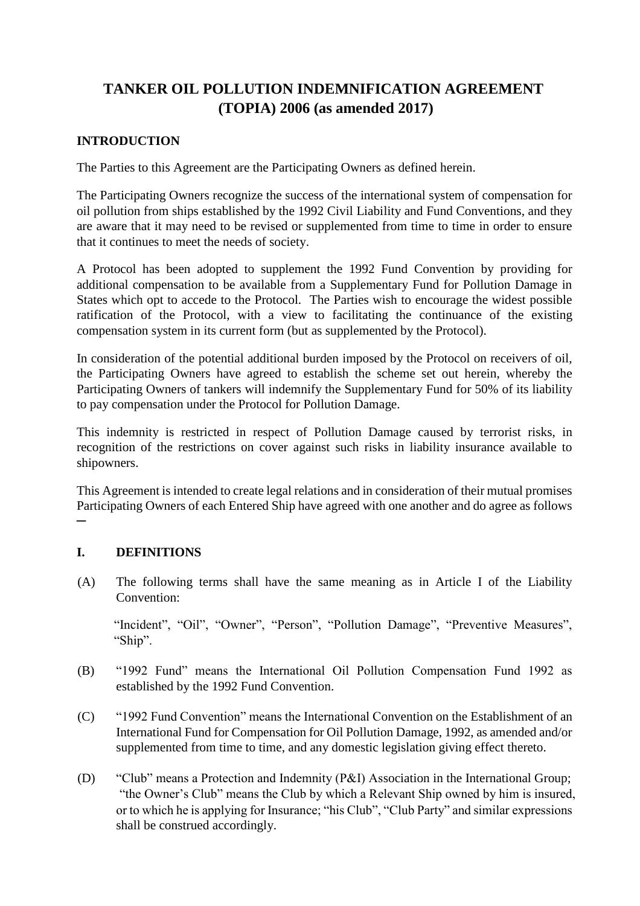# TANKER OIL POLLUTION INDEMNIFICATION AGREEMENT (TOPIA) 2006 (as amended 2017)

## INTRODUCTION

The Parties to this Agreement are the Participating Owners as defined herein.

The Participating Owners recognize the success of the international system of compensation for oil pollution from ships established by the 1992 Civil Liability and Fund Conventions, and they are aware that it may need to be revised or supplemented from time to time in order to ensure that it continues to meet the needs of society.

A Protocol has been adopted to supplement the 1992 Fund Convention by providing for additional compensation to be available from a Supplementary Fund for Pollution Damage in States which opt to accede to the Protocol. The Parties wish to encourage the widest possible ratification of the Protocol, with a view to facilitating the continuance of the existing compensation system in its current form (but as supplemented by the Protocol).

In consideration of the potential additional burden imposed by the Protocol on receivers of oil, the Participating Owners have agreed to establish the scheme set out herein, whereby the Participating Owners of tankers will indemnify the Supplementary Fund for 50% of its liability to pay compensation under the Protocol for Pollution Damage.

This indemnity is restricted in respect of Pollution Damage caused by terrorist risks, in recognition of the restrictions on cover against such risks in liability insurance available to shipowners.

This Agreement is intended to create legal relations and in consideration of their mutual promises Participating Owners of each Entered Ship have agreed with one another and do agree as follows –

## I. DEFINITIONS

(A) The following terms shall have the same meaning as in Article I of the Liability Convention:

"Incident", "Oil", "Owner", "Person", "Pollution Damage", "Preventive Measures", "Ship".

(B) "1992 Fund" means the International Oil Pollution Compensation Fund 1992 as established by the 1992 Fund Convention.

(C) "1992 Fund Convention" means the International Convention on the Establishment of an International Fund for Compensation for Oil Pollution Damage, 1992, as amended and/or supplemented from time to time, and any domestic legislation giving effect thereto.

(D) "Club" means a Protection and Indemnity (P&I) Association in the International Group; "the Owner's Club" means the Club by which a Relevant Ship owned by him is insured, or to which he is applying for Insurance; "his Club", "Club Party" and similar expressions shall be construed accordingly.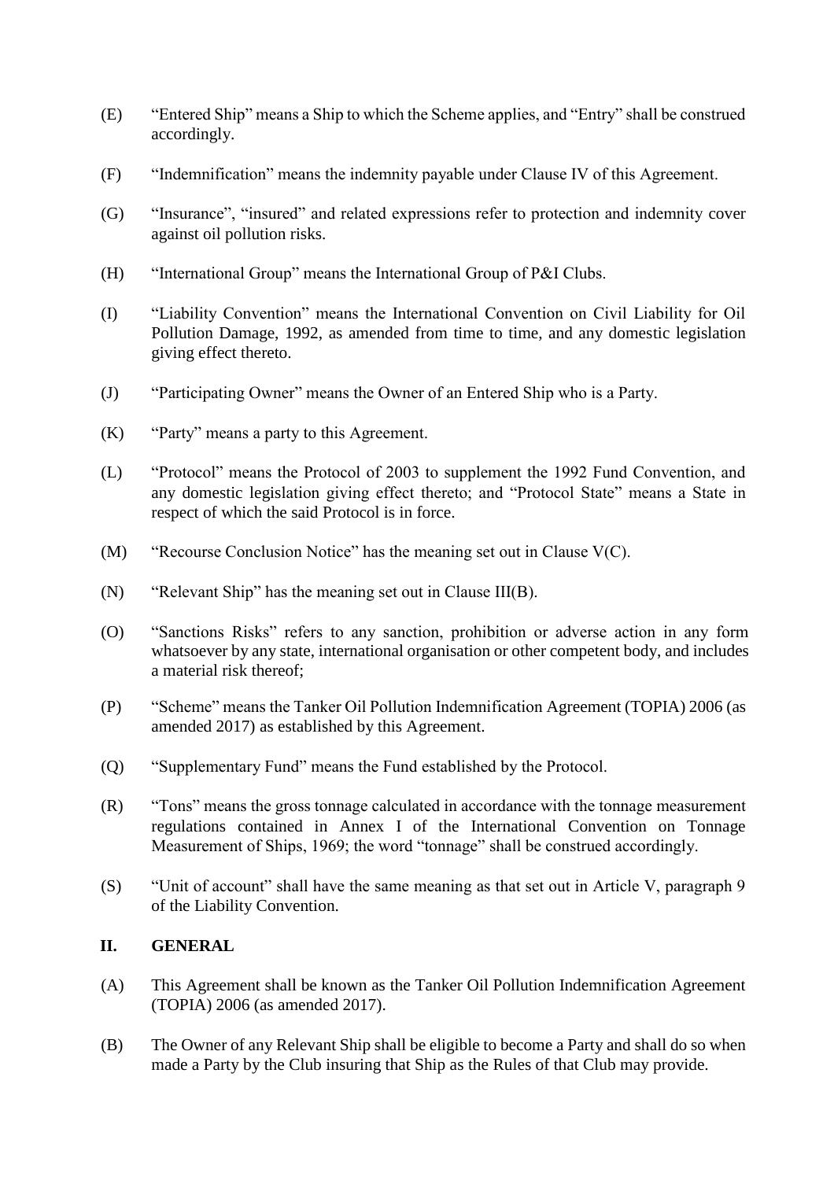(E) "Entered Ship" means a Ship to which the Scheme applies, and "Entry" shall be construed accordingly.

(F) "Indemnification" means the indemnity payable under Clause IV of this Agreement.

(G) "Insurance", "insured" and related expressions refer to protection and indemnity cover against oil pollution risks.

(H) "International Group" means the International Group of P&I Clubs.

(I) "Liability Convention" means the International Convention on Civil Liability for Oil Pollution Damage, 1992, as amended from time to time, and any domestic legislation giving effect thereto.

(J) "Participating Owner" means the Owner of an Entered Ship who is a Party.

(K) "Party" means a party to this Agreement.

(L) "Protocol" means the Protocol of 2003 to supplement the 1992 Fund Convention, and any domestic legislation giving effect thereto; and "Protocol State" means a State in respect of which the said Protocol is in force.

(M) "Recourse Conclusion Notice" has the meaning set out in Clause V(C).

(N) "Relevant Ship" has the meaning set out in Clause III(B).

(O) "Sanctions Risks" refers to any sanction, prohibition or adverse action in any form whatsoever by any state, international organisation or other competent body, and includes a material risk thereof;

(P) "Scheme" means the Tanker Oil Pollution Indemnification Agreement (TOPIA) 2006 (as amended 2017) as established by this Agreement.

(Q) "Supplementary Fund" means the Fund established by the Protocol.

(R) "Tons" means the gross tonnage calculated in accordance with the tonnage measurement regulations contained in Annex I of the International Convention on Tonnage Measurement of Ships, 1969; the word "tonnage" shall be construed accordingly.

(S) "Unit of account" shall have the same meaning as that set out in Article V, paragraph 9 of the Liability Convention.

## II. GENERAL

(A) This Agreement shall be known as the Tanker Oil Pollution Indemnification Agreement (TOPIA) 2006 (as amended 2017).

(B) The Owner of any Relevant Ship shall be eligible to become a Party and shall do so when made a Party by the Club insuring that Ship as the Rules of that Club may provide.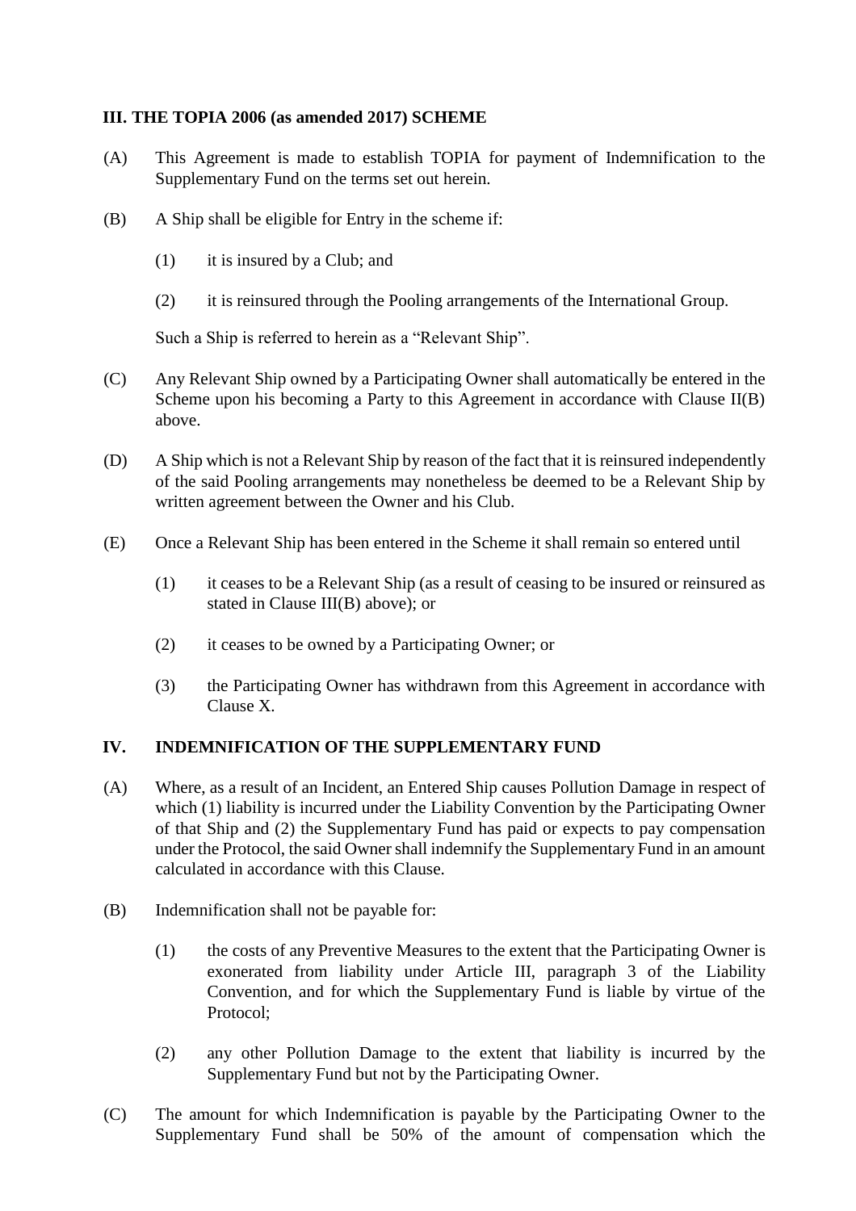## III. THE TOPIA 2006 (as amended 2017) SCHEME

(A) This Agreement is made to establish TOPIA for payment of Indemnification to the Supplementary Fund on the terms set out herein.

(B) A Ship shall be eligible for Entry in the scheme if:

(1) it is insured by a Club; and

(2) it is reinsured through the Pooling arrangements of the International Group.

Such a Ship is referred to herein as a "Relevant Ship".

(C) Any Relevant Ship owned by a Participating Owner shall automatically be entered in the Scheme upon his becoming a Party to this Agreement in accordance with Clause II(B) above.

(D) A Ship which is not a Relevant Ship by reason of the fact that it is reinsured independently of the said Pooling arrangements may nonetheless be deemed to be a Relevant Ship by written agreement between the Owner and his Club.

(E) Once a Relevant Ship has been entered in the Scheme it shall remain so entered until

(1) it ceases to be a Relevant Ship (as a result of ceasing to be insured or reinsured as stated in Clause III(B) above); or

(2) it ceases to be owned by a Participating Owner; or

(3) the Participating Owner has withdrawn from this Agreement in accordance with Clause X.

## IV. INDEMNIFICATION OF THE SUPPLEMENTARY FUND

(A) Where, as a result of an Incident, an Entered Ship causes Pollution Damage in respect of which (1) liability is incurred under the Liability Convention by the Participating Owner of that Ship and (2) the Supplementary Fund has paid or expects to pay compensation under the Protocol, the said Owner shall indemnify the Supplementary Fund in an amount calculated in accordance with this Clause.

(B) Indemnification shall not be payable for:

(1) the costs of any Preventive Measures to the extent that the Participating Owner is exonerated from liability under Article III, paragraph 3 of the Liability Convention, and for which the Supplementary Fund is liable by virtue of the Protocol;

(2) any other Pollution Damage to the extent that liability is incurred by the Supplementary Fund but not by the Participating Owner.

(C) The amount for which Indemnification is payable by the Participating Owner to the Supplementary Fund shall be 50% of the amount of compensation which the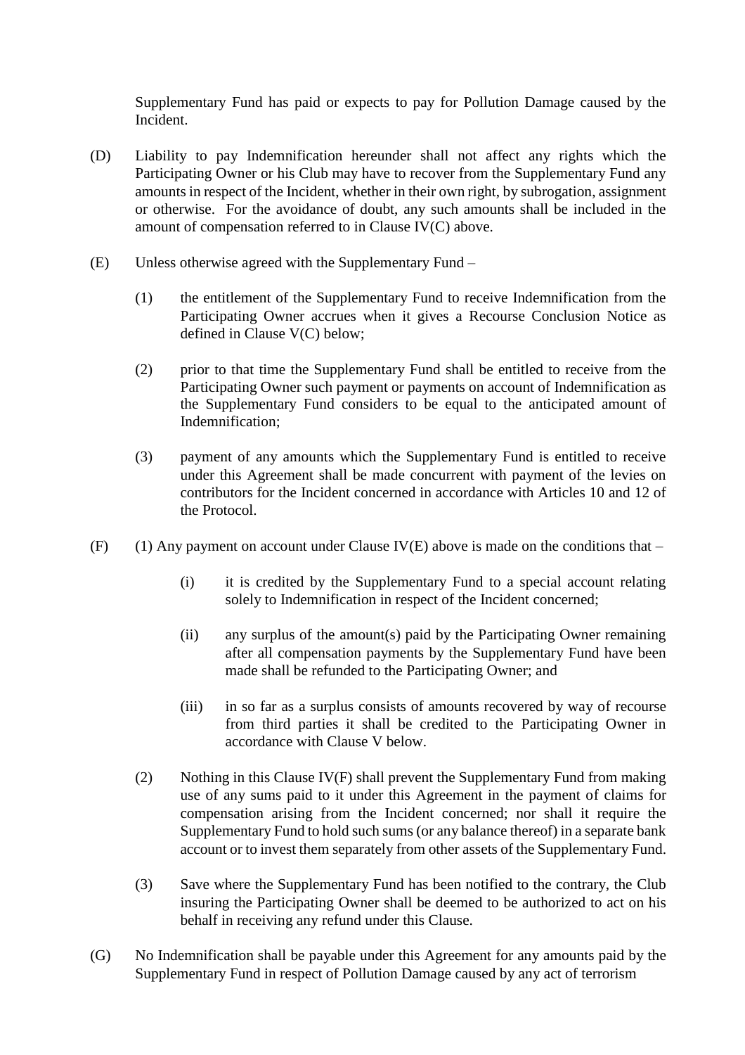Supplementary Fund has paid or expects to pay for Pollution Damage caused by the Incident.

(D) Liability to pay Indemnification hereunder shall not affect any rights which the Participating Owner or his Club may have to recover from the Supplementary Fund any amounts in respect of the Incident, whether in their own right, by subrogation, assignment or otherwise. For the avoidance of doubt, any such amounts shall be included in the amount of compensation referred to in Clause IV(C) above.

(E) Unless otherwise agreed with the Supplementary Fund –

(1) the entitlement of the Supplementary Fund to receive Indemnification from the Participating Owner accrues when it gives a Recourse Conclusion Notice as defined in Clause V(C) below;

(2) prior to that time the Supplementary Fund shall be entitled to receive from the Participating Owner such payment or payments on account of Indemnification as the Supplementary Fund considers to be equal to the anticipated amount of Indemnification;

(3) payment of any amounts which the Supplementary Fund is entitled to receive under this Agreement shall be made concurrent with payment of the levies on contributors for the Incident concerned in accordance with Articles 10 and 12 of the Protocol.

(F) (1) Any payment on account under Clause IV(E) above is made on the conditions that –

(i) it is credited by the Supplementary Fund to a special account relating solely to Indemnification in respect of the Incident concerned;

(ii) any surplus of the amount(s) paid by the Participating Owner remaining after all compensation payments by the Supplementary Fund have been made shall be refunded to the Participating Owner; and

(iii) in so far as a surplus consists of amounts recovered by way of recourse from third parties it shall be credited to the Participating Owner in accordance with Clause V below.

(2) Nothing in this Clause IV(F) shall prevent the Supplementary Fund from making use of any sums paid to it under this Agreement in the payment of claims for compensation arising from the Incident concerned; nor shall it require the Supplementary Fund to hold such sums (or any balance thereof) in a separate bank account or to invest them separately from other assets of the Supplementary Fund.

(3) Save where the Supplementary Fund has been notified to the contrary, the Club insuring the Participating Owner shall be deemed to be authorized to act on his behalf in receiving any refund under this Clause.

(G) No Indemnification shall be payable under this Agreement for any amounts paid by the Supplementary Fund in respect of Pollution Damage caused by any act of terrorism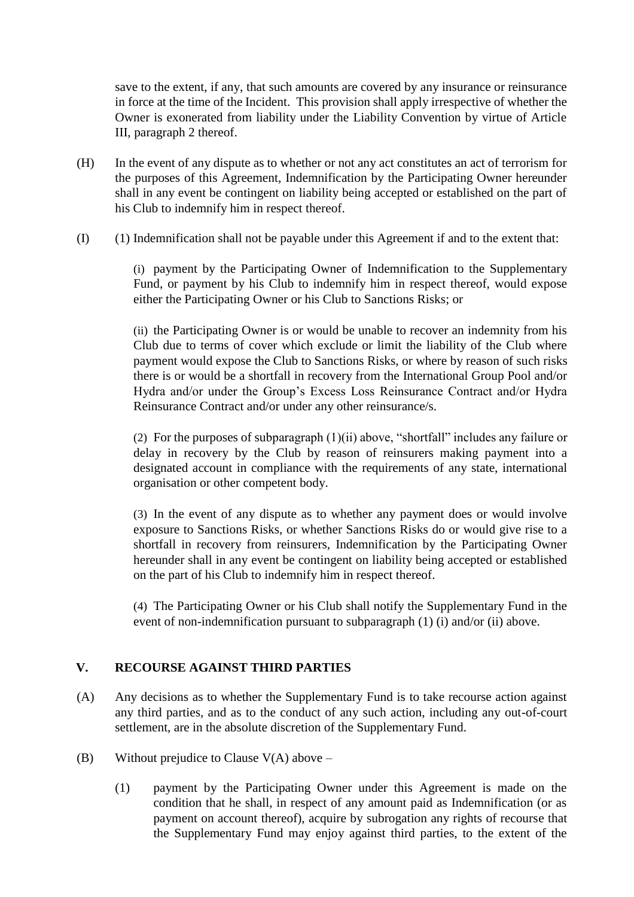save to the extent, if any, that such amounts are covered by any insurance or reinsurance in force at the time of the Incident. This provision shall apply irrespective of whether the Owner is exonerated from liability under the Liability Convention by virtue of Article III, paragraph 2 thereof.

(H) In the event of any dispute as to whether or not any act constitutes an act of terrorism for the purposes of this Agreement, Indemnification by the Participating Owner hereunder shall in any event be contingent on liability being accepted or established on the part of his Club to indemnify him in respect thereof.

(I) (1) Indemnification shall not be payable under this Agreement if and to the extent that:

(i) payment by the Participating Owner of Indemnification to the Supplementary Fund, or payment by his Club to indemnify him in respect thereof, would expose either the Participating Owner or his Club to Sanctions Risks; or

(ii) the Participating Owner is or would be unable to recover an indemnity from his Club due to terms of cover which exclude or limit the liability of the Club where payment would expose the Club to Sanctions Risks, or where by reason of such risks there is or would be a shortfall in recovery from the International Group Pool and/or Hydra and/or under the Group's Excess Loss Reinsurance Contract and/or Hydra Reinsurance Contract and/or under any other reinsurance/s.

(2) For the purposes of subparagraph (1)(ii) above, "shortfall" includes any failure or delay in recovery by the Club by reason of reinsurers making payment into a designated account in compliance with the requirements of any state, international organisation or other competent body.

(3) In the event of any dispute as to whether any payment does or would involve exposure to Sanctions Risks, or whether Sanctions Risks do or would give rise to a shortfall in recovery from reinsurers, Indemnification by the Participating Owner hereunder shall in any event be contingent on liability being accepted or established on the part of his Club to indemnify him in respect thereof.

(4) The Participating Owner or his Club shall notify the Supplementary Fund in the event of non-indemnification pursuant to subparagraph (1) (i) and/or (ii) above.

## V. RECOURSE AGAINST THIRD PARTIES

(A) Any decisions as to whether the Supplementary Fund is to take recourse action against any third parties, and as to the conduct of any such action, including any out-of-court settlement, are in the absolute discretion of the Supplementary Fund.

(B) Without prejudice to Clause V(A) above –

(1) payment by the Participating Owner under this Agreement is made on the condition that he shall, in respect of any amount paid as Indemnification (or as payment on account thereof), acquire by subrogation any rights of recourse that the Supplementary Fund may enjoy against third parties, to the extent of the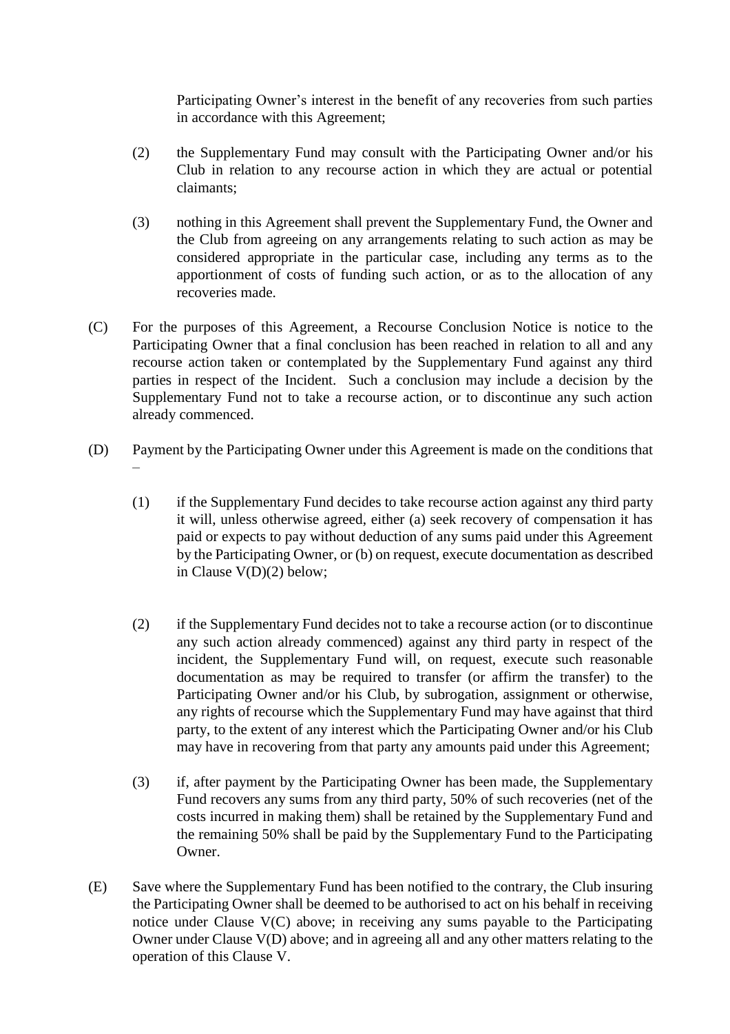Participating Owner's interest in the benefit of any recoveries from such parties in accordance with this Agreement;

(2) the Supplementary Fund may consult with the Participating Owner and/or his Club in relation to any recourse action in which they are actual or potential claimants;

(3) nothing in this Agreement shall prevent the Supplementary Fund, the Owner and the Club from agreeing on any arrangements relating to such action as may be considered appropriate in the particular case, including any terms as to the apportionment of costs of funding such action, or as to the allocation of any recoveries made.

(C) For the purposes of this Agreement, a Recourse Conclusion Notice is notice to the Participating Owner that a final conclusion has been reached in relation to all and any recourse action taken or contemplated by the Supplementary Fund against any third parties in respect of the Incident. Such a conclusion may include a decision by the Supplementary Fund not to take a recourse action, or to discontinue any such action already commenced.

(D) Payment by the Participating Owner under this Agreement is made on the conditions that –

(1) if the Supplementary Fund decides to take recourse action against any third party it will, unless otherwise agreed, either (a) seek recovery of compensation it has paid or expects to pay without deduction of any sums paid under this Agreement by the Participating Owner, or (b) on request, execute documentation as described in Clause V(D)(2) below;

(2) if the Supplementary Fund decides not to take a recourse action (or to discontinue any such action already commenced) against any third party in respect of the incident, the Supplementary Fund will, on request, execute such reasonable documentation as may be required to transfer (or affirm the transfer) to the Participating Owner and/or his Club, by subrogation, assignment or otherwise, any rights of recourse which the Supplementary Fund may have against that third party, to the extent of any interest which the Participating Owner and/or his Club may have in recovering from that party any amounts paid under this Agreement;

(3) if, after payment by the Participating Owner has been made, the Supplementary Fund recovers any sums from any third party, 50% of such recoveries (net of the costs incurred in making them) shall be retained by the Supplementary Fund and the remaining 50% shall be paid by the Supplementary Fund to the Participating Owner.

(E) Save where the Supplementary Fund has been notified to the contrary, the Club insuring the Participating Owner shall be deemed to be authorised to act on his behalf in receiving notice under Clause V(C) above; in receiving any sums payable to the Participating Owner under Clause V(D) above; and in agreeing all and any other matters relating to the operation of this Clause V.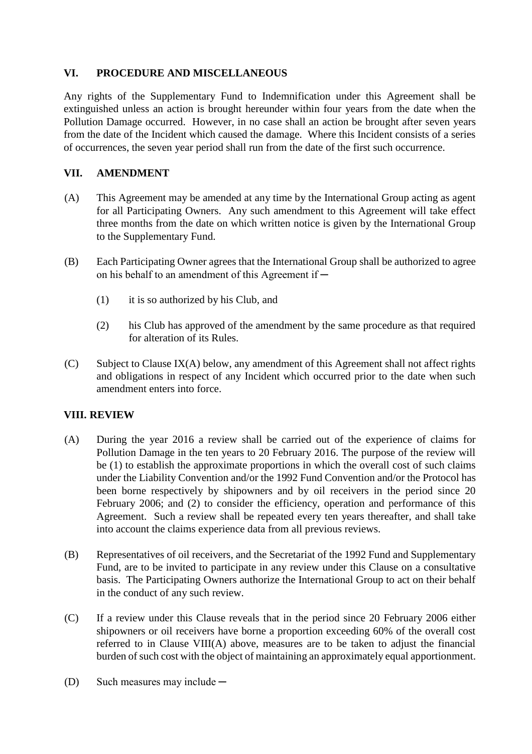## VI. PROCEDURE AND MISCELLANEOUS

Any rights of the Supplementary Fund to Indemnification under this Agreement shall be extinguished unless an action is brought hereunder within four years from the date when the Pollution Damage occurred. However, in no case shall an action be brought after seven years from the date of the Incident which caused the damage. Where this Incident consists of a series of occurrences, the seven year period shall run from the date of the first such occurrence.

## VII. AMENDMENT

(A) This Agreement may be amended at any time by the International Group acting as agent for all Participating Owners. Any such amendment to this Agreement will take effect three months from the date on which written notice is given by the International Group to the Supplementary Fund.

(B) Each Participating Owner agrees that the International Group shall be authorized to agree on his behalf to an amendment of this Agreement if ─

(1) it is so authorized by his Club, and

(2) his Club has approved of the amendment by the same procedure as that required for alteration of its Rules.

(C) Subject to Clause IX(A) below, any amendment of this Agreement shall not affect rights and obligations in respect of any Incident which occurred prior to the date when such amendment enters into force.

## VIII. REVIEW

(A) During the year 2016 a review shall be carried out of the experience of claims for Pollution Damage in the ten years to 20 February 2016. The purpose of the review will be (1) to establish the approximate proportions in which the overall cost of such claims under the Liability Convention and/or the 1992 Fund Convention and/or the Protocol has been borne respectively by shipowners and by oil receivers in the period since 20 February 2006; and (2) to consider the efficiency, operation and performance of this Agreement. Such a review shall be repeated every ten years thereafter, and shall take into account the claims experience data from all previous reviews.

(B) Representatives of oil receivers, and the Secretariat of the 1992 Fund and Supplementary Fund, are to be invited to participate in any review under this Clause on a consultative basis. The Participating Owners authorize the International Group to act on their behalf in the conduct of any such review.

(C) If a review under this Clause reveals that in the period since 20 February 2006 either shipowners or oil receivers have borne a proportion exceeding 60% of the overall cost referred to in Clause VIII(A) above, measures are to be taken to adjust the financial burden of such cost with the object of maintaining an approximately equal apportionment.

(D) Such measures may include ─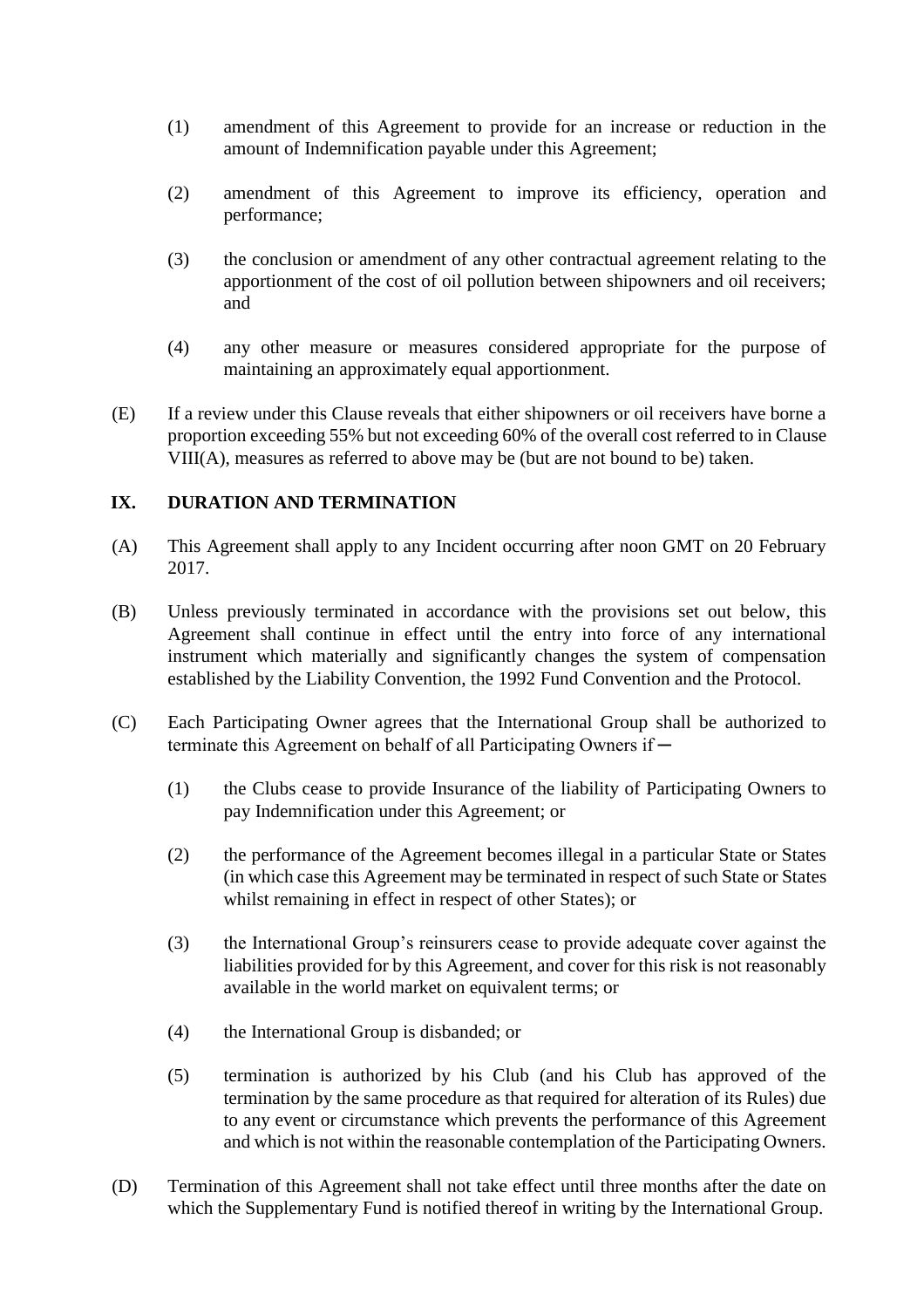(1) amendment of this Agreement to provide for an increase or reduction in the amount of Indemnification payable under this Agreement;

(2) amendment of this Agreement to improve its efficiency, operation and performance;

(3) the conclusion or amendment of any other contractual agreement relating to the apportionment of the cost of oil pollution between shipowners and oil receivers; and

(4) any other measure or measures considered appropriate for the purpose of maintaining an approximately equal apportionment.

(E) If a review under this Clause reveals that either shipowners or oil receivers have borne a proportion exceeding 55% but not exceeding 60% of the overall cost referred to in Clause VIII(A), measures as referred to above may be (but are not bound to be) taken.

## IX. DURATION AND TERMINATION

(A) This Agreement shall apply to any Incident occurring after noon GMT on 20 February 2017.

(B) Unless previously terminated in accordance with the provisions set out below, this Agreement shall continue in effect until the entry into force of any international instrument which materially and significantly changes the system of compensation established by the Liability Convention, the 1992 Fund Convention and the Protocol.

(C) Each Participating Owner agrees that the International Group shall be authorized to terminate this Agreement on behalf of all Participating Owners if—

(1) the Clubs cease to provide Insurance of the liability of Participating Owners to pay Indemnification under this Agreement; or

(2) the performance of the Agreement becomes illegal in a particular State or States (in which case this Agreement may be terminated in respect of such State or States whilst remaining in effect in respect of other States); or

(3) the International Group's reinsurers cease to provide adequate cover against the liabilities provided for by this Agreement, and cover for this risk is not reasonably available in the world market on equivalent terms; or

(4) the International Group is disbanded; or

(5) termination is authorized by his Club (and his Club has approved of the termination by the same procedure as that required for alteration of its Rules) due to any event or circumstance which prevents the performance of this Agreement and which is not within the reasonable contemplation of the Participating Owners.

(D) Termination of this Agreement shall not take effect until three months after the date on which the Supplementary Fund is notified thereof in writing by the International Group.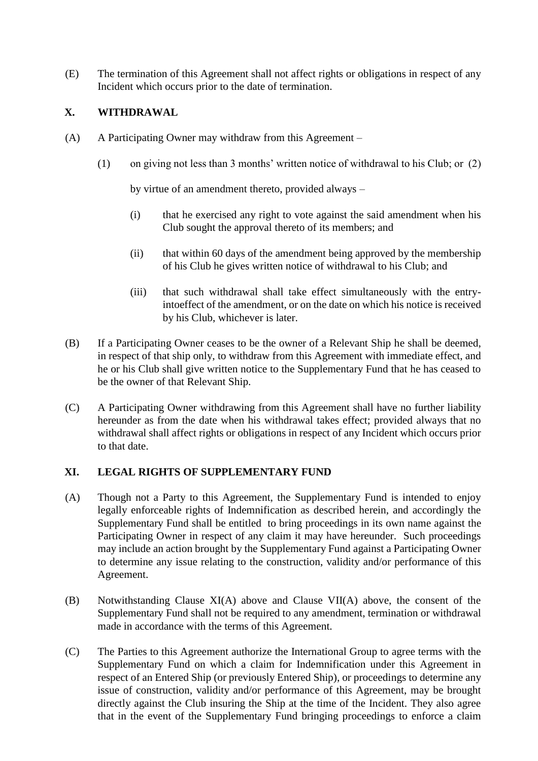(E) The termination of this Agreement shall not affect rights or obligations in respect of any Incident which occurs prior to the date of termination.

## X. WITHDRAWAL

(A) A Participating Owner may withdraw from this Agreement –

(1) on giving not less than 3 months' written notice of withdrawal to his Club; or (2) by virtue of an amendment thereto, provided always –

(i) that he exercised any right to vote against the said amendment when his Club sought the approval thereto of its members; and

(ii) that within 60 days of the amendment being approved by the membership of his Club he gives written notice of withdrawal to his Club; and

(iii) that such withdrawal shall take effect simultaneously with the entry-intoeffect of the amendment, or on the date on which his notice is received by his Club, whichever is later.

(B) If a Participating Owner ceases to be the owner of a Relevant Ship he shall be deemed, in respect of that ship only, to withdraw from this Agreement with immediate effect, and he or his Club shall give written notice to the Supplementary Fund that he has ceased to be the owner of that Relevant Ship.

(C) A Participating Owner withdrawing from this Agreement shall have no further liability hereunder as from the date when his withdrawal takes effect; provided always that no withdrawal shall affect rights or obligations in respect of any Incident which occurs prior to that date.

## XI. LEGAL RIGHTS OF SUPPLEMENTARY FUND

(A) Though not a Party to this Agreement, the Supplementary Fund is intended to enjoy legally enforceable rights of Indemnification as described herein, and accordingly the Supplementary Fund shall be entitled to bring proceedings in its own name against the Participating Owner in respect of any claim it may have hereunder. Such proceedings may include an action brought by the Supplementary Fund against a Participating Owner to determine any issue relating to the construction, validity and/or performance of this Agreement.

(B) Notwithstanding Clause XI(A) above and Clause VII(A) above, the consent of the Supplementary Fund shall not be required to any amendment, termination or withdrawal made in accordance with the terms of this Agreement.

(C) The Parties to this Agreement authorize the International Group to agree terms with the Supplementary Fund on which a claim for Indemnification under this Agreement in respect of an Entered Ship (or previously Entered Ship), or proceedings to determine any issue of construction, validity and/or performance of this Agreement, may be brought directly against the Club insuring the Ship at the time of the Incident. They also agree that in the event of the Supplementary Fund bringing proceedings to enforce a claim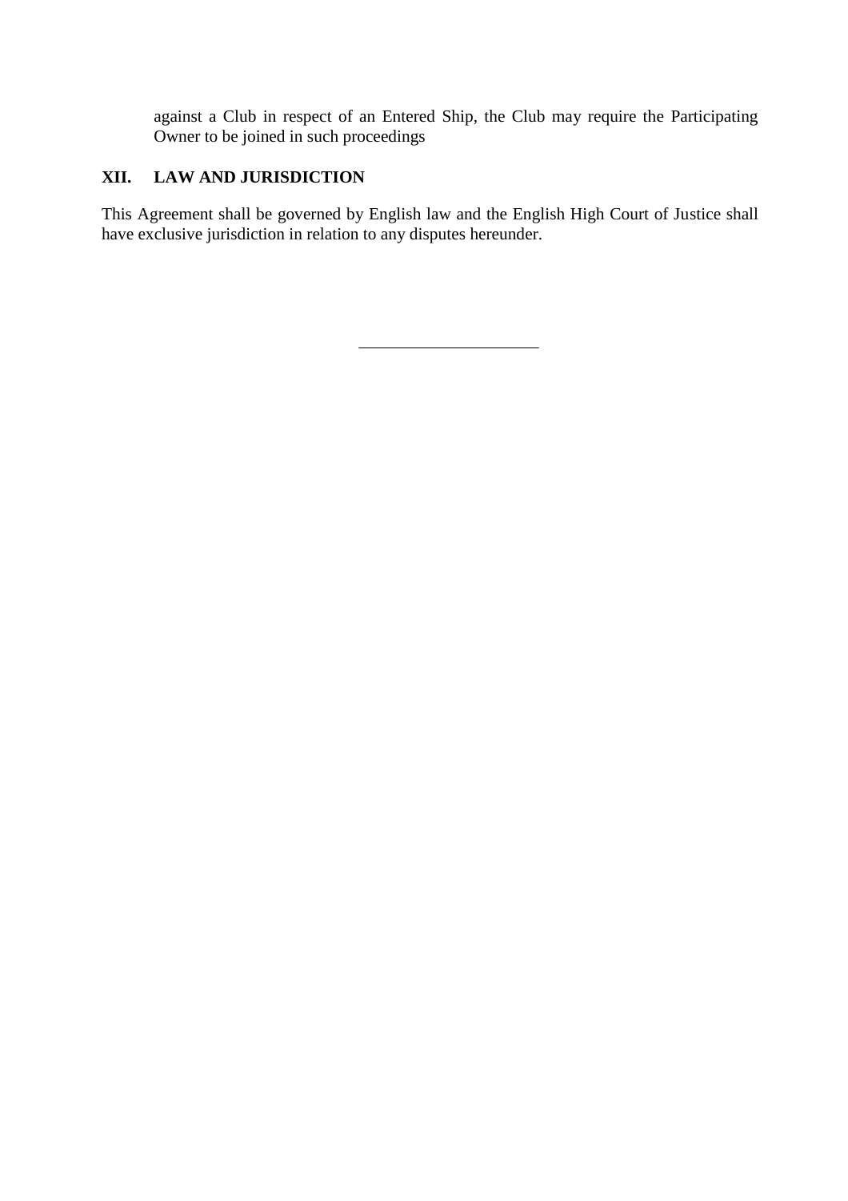against a Club in respect of an Entered Ship, the Club may require the Participating Owner to be joined in such proceedings

## XII. LAW AND JURISDICTION

This Agreement shall be governed by English law and the English High Court of Justice shall have exclusive jurisdiction in relation to any disputes hereunder.

---